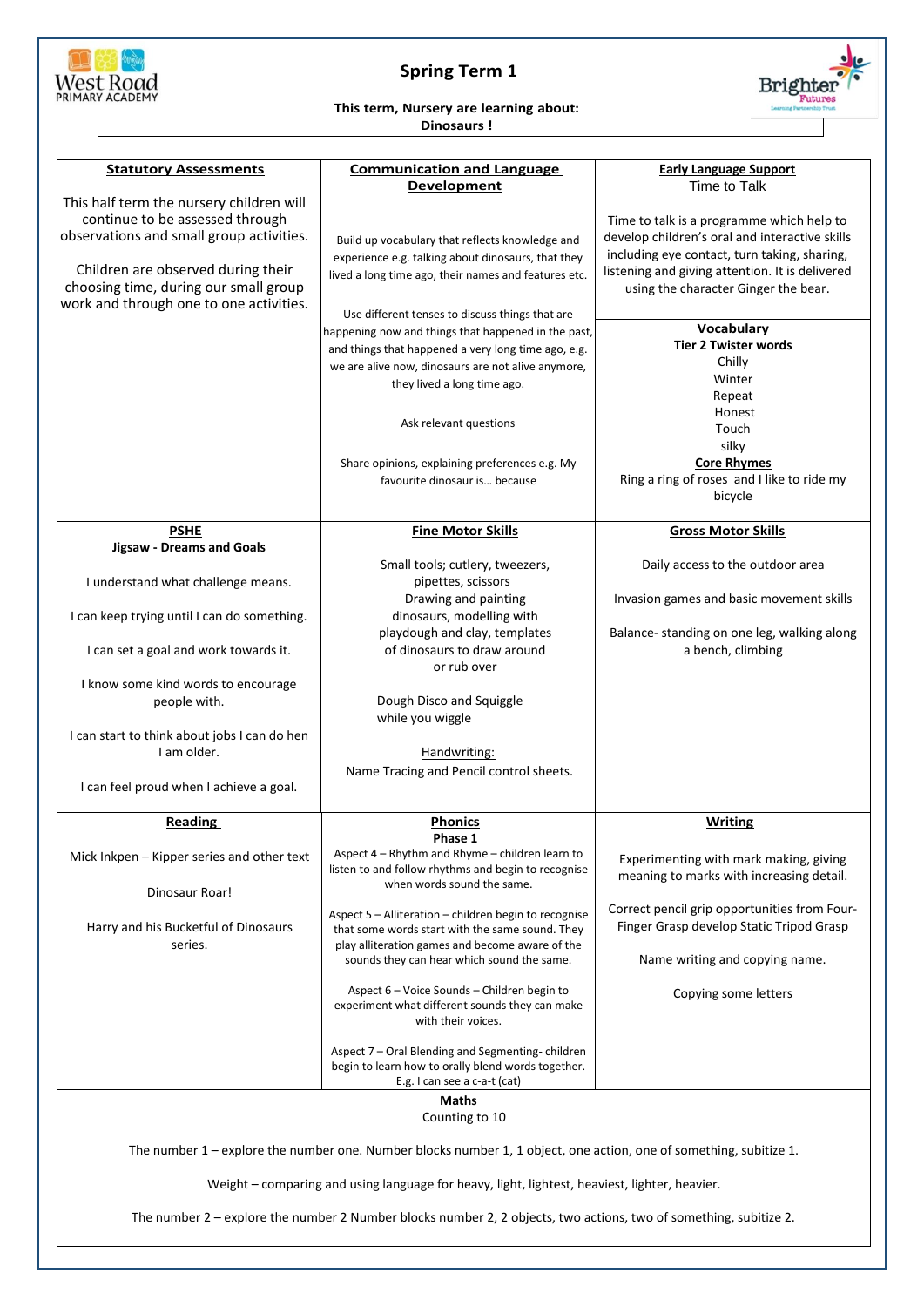West Road PRIMARY ACADEMY

# Spring Term 1

Brighter Futures

**This term, Nursery are learning about:**
**Dinosaurs !**

## Statutory Assessments

This half term the nursery children will continue to be assessed through observations and small group activities.

Children are observed during their choosing time, during our small group work and through one to one activities.

## Communication and Language Development

Build up vocabulary that reflects knowledge and experience e.g. talking about dinosaurs, that they lived a long time ago, their names and features etc.

Use different tenses to discuss things that are happening now and things that happened in the past, and things that happened a very long time ago, e.g. we are alive now, dinosaurs are not alive anymore, they lived a long time ago.

Ask relevant questions

Share opinions, explaining preferences e.g. My favourite dinosaur is… because

## Early Language Support

Time to Talk

Time to talk is a programme which help to develop children's oral and interactive skills including eye contact, turn taking, sharing, listening and giving attention. It is delivered using the character Ginger the bear.

## Vocabulary

**Tier 2 Twister words**

Chilly
Winter
Repeat
Honest
Touch
silky

**Core Rhymes**

Ring a ring of roses and I like to ride my bicycle

## PSHE

**Jigsaw - Dreams and Goals**

I understand what challenge means.

I can keep trying until I can do something.

I can set a goal and work towards it.

I know some kind words to encourage people with.

I can start to think about jobs I can do hen I am older.

I can feel proud when I achieve a goal.

## Fine Motor Skills

Small tools; cutlery, tweezers, pipettes, scissors
Drawing and painting dinosaurs, modelling with playdough and clay, templates of dinosaurs to draw around or rub over

Dough Disco and Squiggle while you wiggle

Handwriting:
Name Tracing and Pencil control sheets.

## Gross Motor Skills

Daily access to the outdoor area

Invasion games and basic movement skills

Balance- standing on one leg, walking along a bench, climbing

## Reading

Mick Inkpen – Kipper series and other text

Dinosaur Roar!

Harry and his Bucketful of Dinosaurs series.

## Phonics

**Phase 1**

Aspect 4 – Rhythm and Rhyme – children learn to listen to and follow rhythms and begin to recognise when words sound the same.

Aspect 5 – Alliteration – children begin to recognise that some words start with the same sound. They play alliteration games and become aware of the sounds they can hear which sound the same.

Aspect 6 – Voice Sounds – Children begin to experiment what different sounds they can make with their voices.

Aspect 7 – Oral Blending and Segmenting- children begin to learn how to orally blend words together. E.g. I can see a c-a-t (cat)

## Writing

Experimenting with mark making, giving meaning to marks with increasing detail.

Correct pencil grip opportunities from Four-Finger Grasp develop Static Tripod Grasp

Name writing and copying name.

Copying some letters

## Maths

Counting to 10

The number 1 – explore the number one. Number blocks number 1, 1 object, one action, one of something, subitize 1.

Weight – comparing and using language for heavy, light, lightest, heaviest, lighter, heavier.

The number 2 – explore the number 2 Number blocks number 2, 2 objects, two actions, two of something, subitize 2.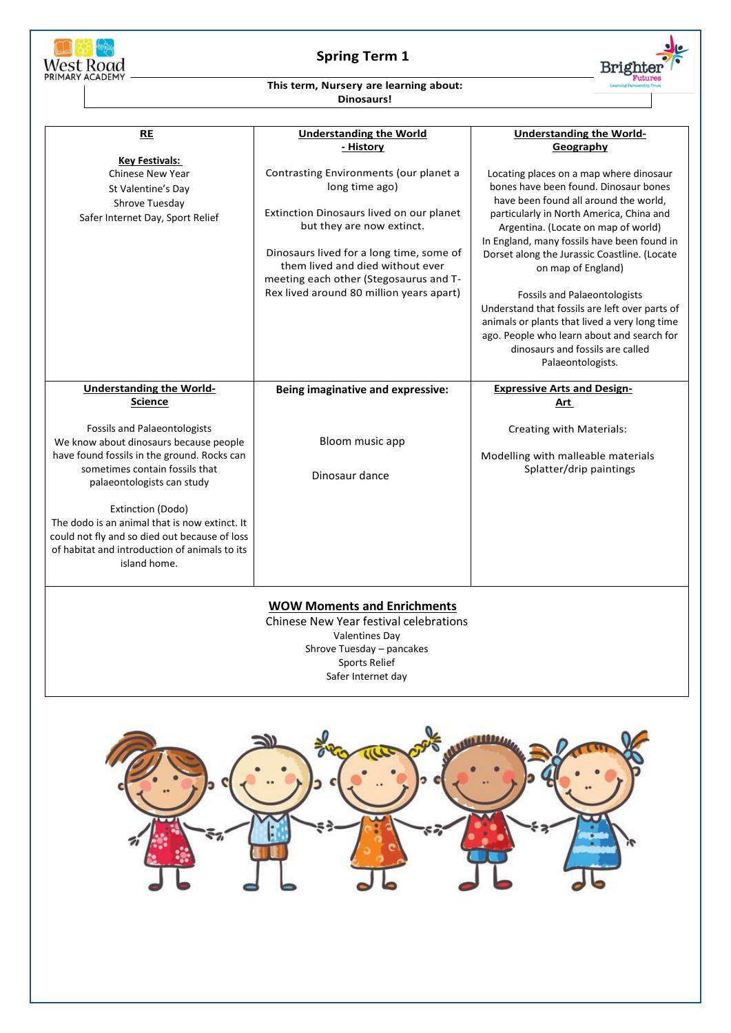# Spring Term 1

**This term, Nursery are learning about: Dinosaurs!**

## RE

**Key Festivals:**

Chinese New Year
St Valentine's Day
Shrove Tuesday
Safer Internet Day, Sport Relief

## Understanding the World - History

Contrasting Environments (our planet a long time ago)

Extinction Dinosaurs lived on our planet but they are now extinct.

Dinosaurs lived for a long time, some of them lived and died without ever meeting each other (Stegosaurus and T-Rex lived around 80 million years apart)

## Understanding the World- Geography

Locating places on a map where dinosaur bones have been found. Dinosaur bones have been found all around the world, particularly in North America, China and Argentina. (Locate on map of world)
In England, many fossils have been found in Dorset along the Jurassic Coastline. (Locate on map of England)

Fossils and Palaeontologists
Understand that fossils are left over parts of animals or plants that lived a very long time ago. People who learn about and search for dinosaurs and fossils are called Palaeontologists.

## Understanding the World- Science

Fossils and Palaeontologists
We know about dinosaurs because people have found fossils in the ground. Rocks can sometimes contain fossils that palaeontologists can study

Extinction (Dodo)
The dodo is an animal that is now extinct. It could not fly and so died out because of loss of habitat and introduction of animals to its island home.

## Being imaginative and expressive:

Bloom music app

Dinosaur dance

## Expressive Arts and Design- Art

Creating with Materials:

Modelling with malleable materials
Splatter/drip paintings

## WOW Moments and Enrichments

Chinese New Year festival celebrations
Valentines Day
Shrove Tuesday – pancakes
Sports Relief
Safer Internet day